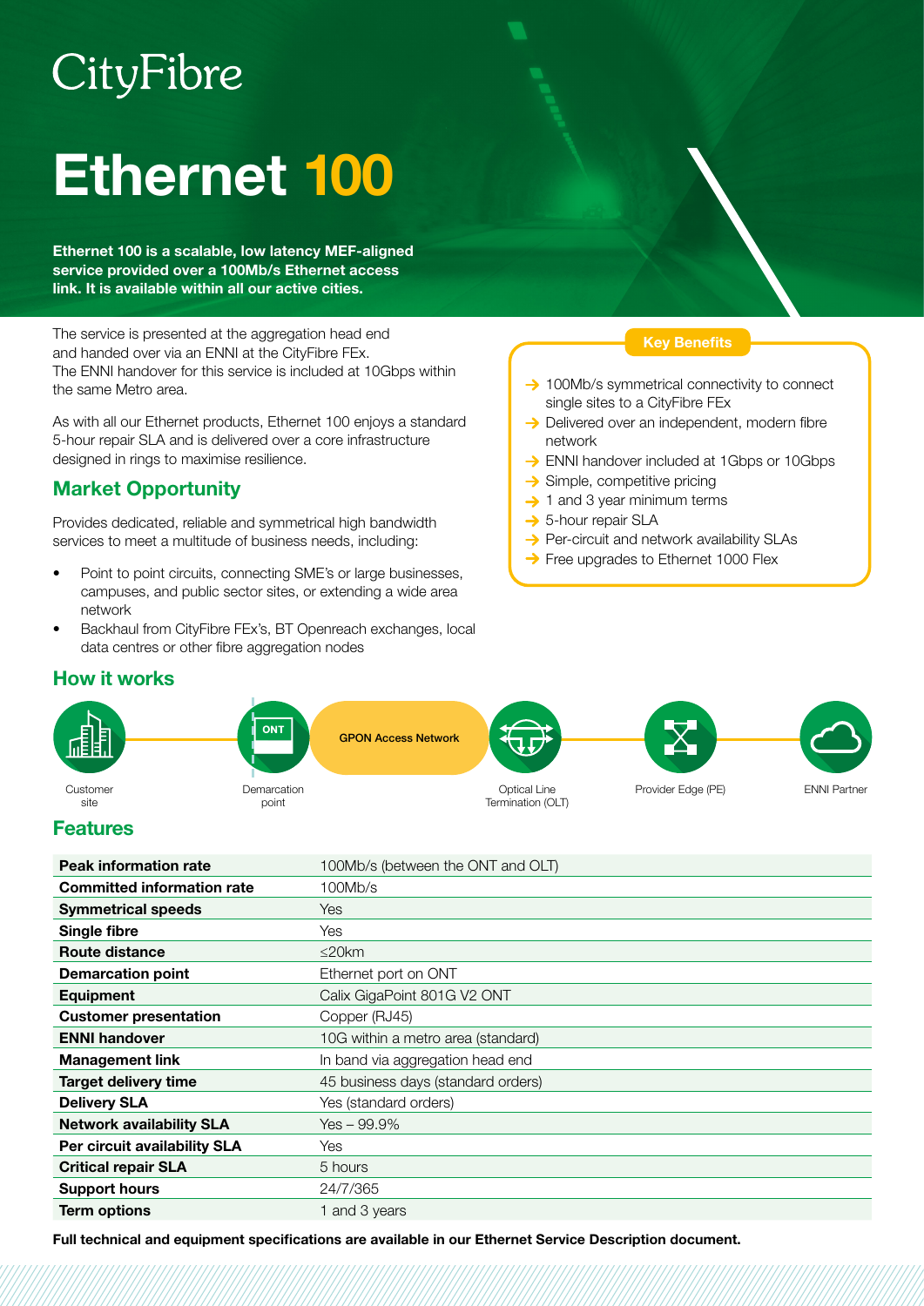CityFibre

# Ethernet 100

**Ethernet 100 is a scalable, low latency MEF-aligned service provided over a 100Mb/s Ethernet access link. It is available within all our active cities.**

The service is presented at the aggregation head end and handed over via an ENNI at the CityFibre FEx. The ENNI handover for this service is included at 10Gbps within the same Metro area.

As with all our Ethernet products, Ethernet 100 enjoys a standard 5-hour repair SLA and is delivered over a core infrastructure designed in rings to maximise resilience.

## Market Opportunity

Provides dedicated, reliable and symmetrical high bandwidth services to meet a multitude of business needs, including:

- Point to point circuits, connecting SME's or large businesses, campuses, and public sector sites, or extending a wide area network
- Backhaul from CityFibre FEx's, BT Openreach exchanges, local data centres or other fibre aggregation nodes

### Key Benefits

- → 100Mb/s symmetrical connectivity to connect single sites to a CityFibre FEx
- → Delivered over an independent, modern fibre network
- → ENNI handover included at 1Gbps or 10Gbps
- → Simple, competitive pricing
- → 1 and 3 year minimum terms
- → 5-hour repair SLA
- → Per-circuit and network availability SLAs
- → Free upgrades to Ethernet 1000 Flex

## How it works

Customer site → ONT Demarcation point → GPON Access Network → Optical Line Termination (OLT) → Provider Edge (PE) → ENNI Partner

## Features

| | |
|---|---|
| **Peak information rate** | 100Mb/s (between the ONT and OLT) |
| **Committed information rate** | 100Mb/s |
| **Symmetrical speeds** | Yes |
| **Single fibre** | Yes |
| **Route distance** | ≤20km |
| **Demarcation point** | Ethernet port on ONT |
| **Equipment** | Calix GigaPoint 801G V2 ONT |
| **Customer presentation** | Copper (RJ45) |
| **ENNI handover** | 10G within a metro area (standard) |
| **Management link** | In band via aggregation head end |
| **Target delivery time** | 45 business days (standard orders) |
| **Delivery SLA** | Yes (standard orders) |
| **Network availability SLA** | Yes – 99.9% |
| **Per circuit availability SLA** | Yes |
| **Critical repair SLA** | 5 hours |
| **Support hours** | 24/7/365 |
| **Term options** | 1 and 3 years |

**Full technical and equipment specifications are available in our Ethernet Service Description document.**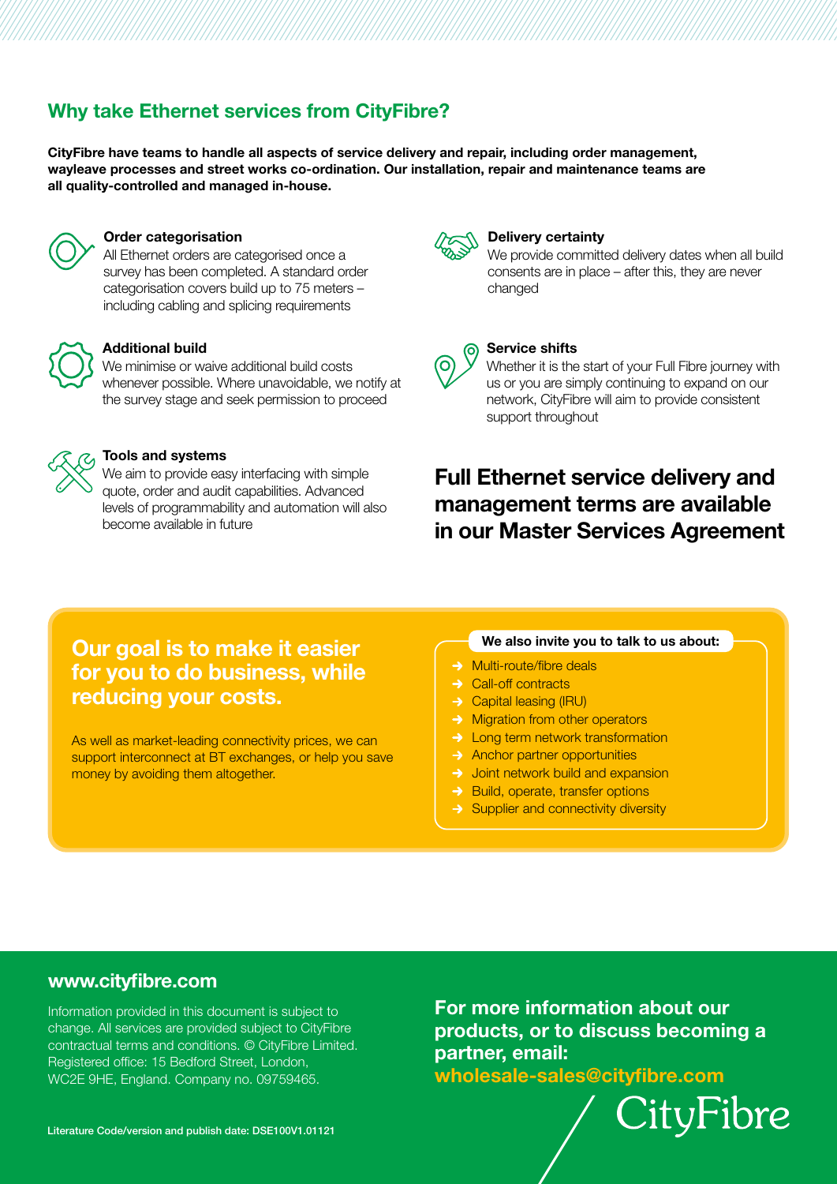## Why take Ethernet services from CityFibre?

**CityFibre have teams to handle all aspects of service delivery and repair, including order management, wayleave processes and street works co-ordination. Our installation, repair and maintenance teams are all quality-controlled and managed in-house.**

### Order categorisation

All Ethernet orders are categorised once a survey has been completed. A standard order categorisation covers build up to 75 meters – including cabling and splicing requirements

### Additional build

We minimise or waive additional build costs whenever possible. Where unavoidable, we notify at the survey stage and seek permission to proceed

### Tools and systems

We aim to provide easy interfacing with simple quote, order and audit capabilities. Advanced levels of programmability and automation will also become available in future

### Delivery certainty

We provide committed delivery dates when all build consents are in place – after this, they are never changed

### Service shifts

Whether it is the start of your Full Fibre journey with us or you are simply continuing to expand on our network, CityFibre will aim to provide consistent support throughout

## Full Ethernet service delivery and management terms are available in our Master Services Agreement

## Our goal is to make it easier for you to do business, while reducing your costs.

As well as market-leading connectivity prices, we can support interconnect at BT exchanges, or help you save money by avoiding them altogether.

**We also invite you to talk to us about:**

- Multi-route/fibre deals
- Call-off contracts
- Capital leasing (IRU)
- Migration from other operators
- Long term network transformation
- Anchor partner opportunities
- Joint network build and expansion
- Build, operate, transfer options
- Supplier and connectivity diversity

**www.cityfibre.com**

Information provided in this document is subject to change. All services are provided subject to CityFibre contractual terms and conditions. © CityFibre Limited. Registered office: 15 Bedford Street, London, WC2E 9HE, England. Company no. 09759465.

**For more information about our products, or to discuss becoming a partner, email:**
**wholesale-sales@cityfibre.com**

CityFibre

Literature Code/version and publish date: DSE100V1.01121